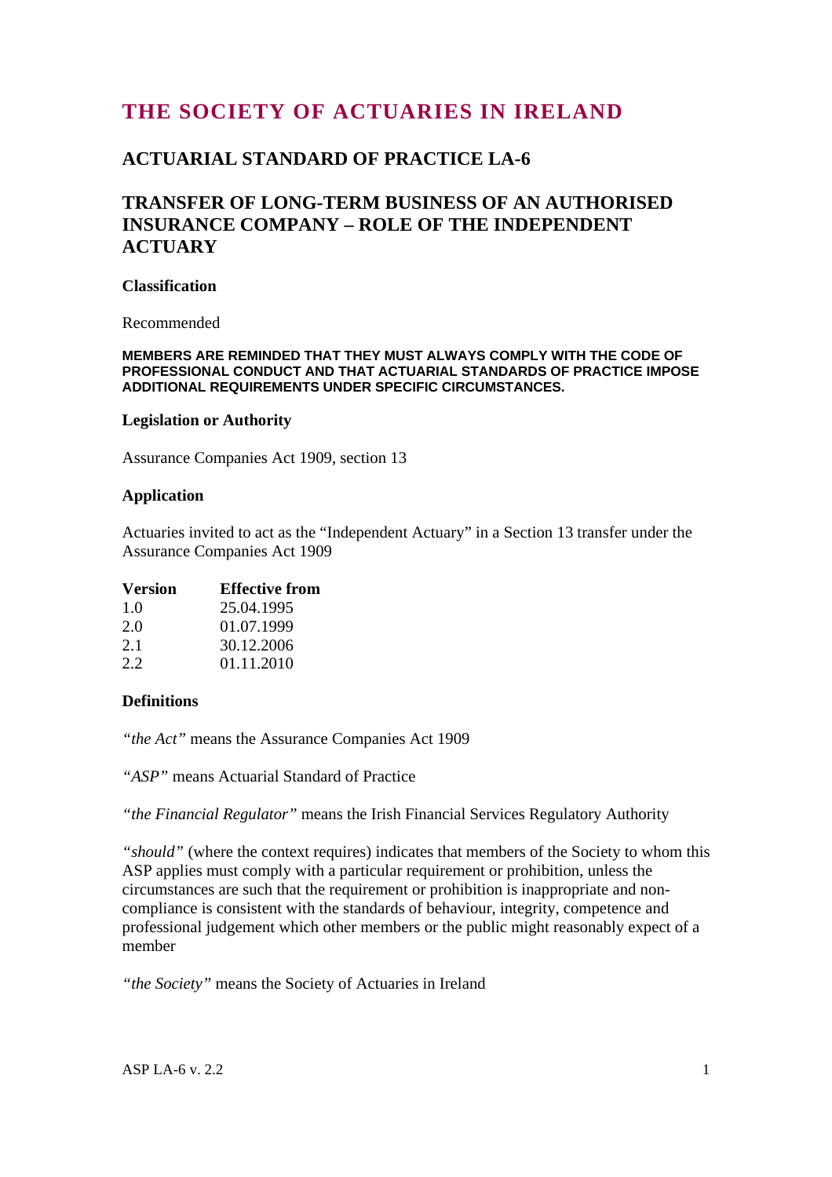# THE SOCIETY OF ACTUARIES IN IRELAND

## ACTUARIAL STANDARD OF PRACTICE LA-6

## TRANSFER OF LONG-TERM BUSINESS OF AN AUTHORISED INSURANCE COMPANY – ROLE OF THE INDEPENDENT ACTUARY

### Classification

Recommended

**MEMBERS ARE REMINDED THAT THEY MUST ALWAYS COMPLY WITH THE CODE OF PROFESSIONAL CONDUCT AND THAT ACTUARIAL STANDARDS OF PRACTICE IMPOSE ADDITIONAL REQUIREMENTS UNDER SPECIFIC CIRCUMSTANCES.**

### Legislation or Authority

Assurance Companies Act 1909, section 13

### Application

Actuaries invited to act as the "Independent Actuary" in a Section 13 transfer under the Assurance Companies Act 1909

| Version | Effective from |
|---|---|
| 1.0 | 25.04.1995 |
| 2.0 | 01.07.1999 |
| 2.1 | 30.12.2006 |
| 2.2 | 01.11.2010 |

### Definitions

*"the Act"* means the Assurance Companies Act 1909

*"ASP"* means Actuarial Standard of Practice

*"the Financial Regulator"* means the Irish Financial Services Regulatory Authority

*"should"* (where the context requires) indicates that members of the Society to whom this ASP applies must comply with a particular requirement or prohibition, unless the circumstances are such that the requirement or prohibition is inappropriate and non-compliance is consistent with the standards of behaviour, integrity, competence and professional judgement which other members or the public might reasonably expect of a member

*"the Society"* means the Society of Actuaries in Ireland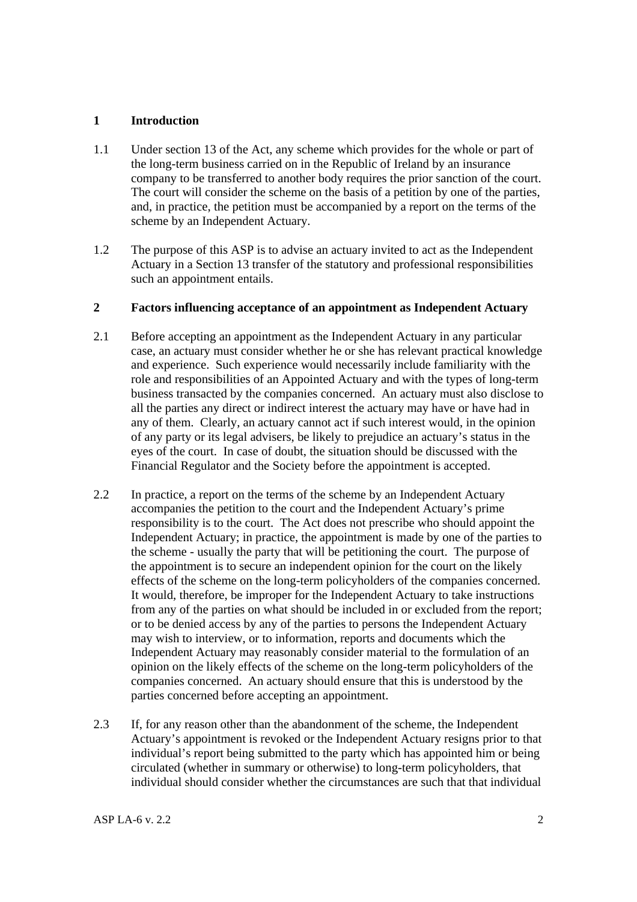## 1 Introduction

1.1 Under section 13 of the Act, any scheme which provides for the whole or part of the long-term business carried on in the Republic of Ireland by an insurance company to be transferred to another body requires the prior sanction of the court. The court will consider the scheme on the basis of a petition by one of the parties, and, in practice, the petition must be accompanied by a report on the terms of the scheme by an Independent Actuary.

1.2 The purpose of this ASP is to advise an actuary invited to act as the Independent Actuary in a Section 13 transfer of the statutory and professional responsibilities such an appointment entails.

## 2 Factors influencing acceptance of an appointment as Independent Actuary

2.1 Before accepting an appointment as the Independent Actuary in any particular case, an actuary must consider whether he or she has relevant practical knowledge and experience. Such experience would necessarily include familiarity with the role and responsibilities of an Appointed Actuary and with the types of long-term business transacted by the companies concerned. An actuary must also disclose to all the parties any direct or indirect interest the actuary may have or have had in any of them. Clearly, an actuary cannot act if such interest would, in the opinion of any party or its legal advisers, be likely to prejudice an actuary's status in the eyes of the court. In case of doubt, the situation should be discussed with the Financial Regulator and the Society before the appointment is accepted.

2.2 In practice, a report on the terms of the scheme by an Independent Actuary accompanies the petition to the court and the Independent Actuary's prime responsibility is to the court. The Act does not prescribe who should appoint the Independent Actuary; in practice, the appointment is made by one of the parties to the scheme - usually the party that will be petitioning the court. The purpose of the appointment is to secure an independent opinion for the court on the likely effects of the scheme on the long-term policyholders of the companies concerned. It would, therefore, be improper for the Independent Actuary to take instructions from any of the parties on what should be included in or excluded from the report; or to be denied access by any of the parties to persons the Independent Actuary may wish to interview, or to information, reports and documents which the Independent Actuary may reasonably consider material to the formulation of an opinion on the likely effects of the scheme on the long-term policyholders of the companies concerned. An actuary should ensure that this is understood by the parties concerned before accepting an appointment.

2.3 If, for any reason other than the abandonment of the scheme, the Independent Actuary's appointment is revoked or the Independent Actuary resigns prior to that individual's report being submitted to the party which has appointed him or being circulated (whether in summary or otherwise) to long-term policyholders, that individual should consider whether the circumstances are such that that individual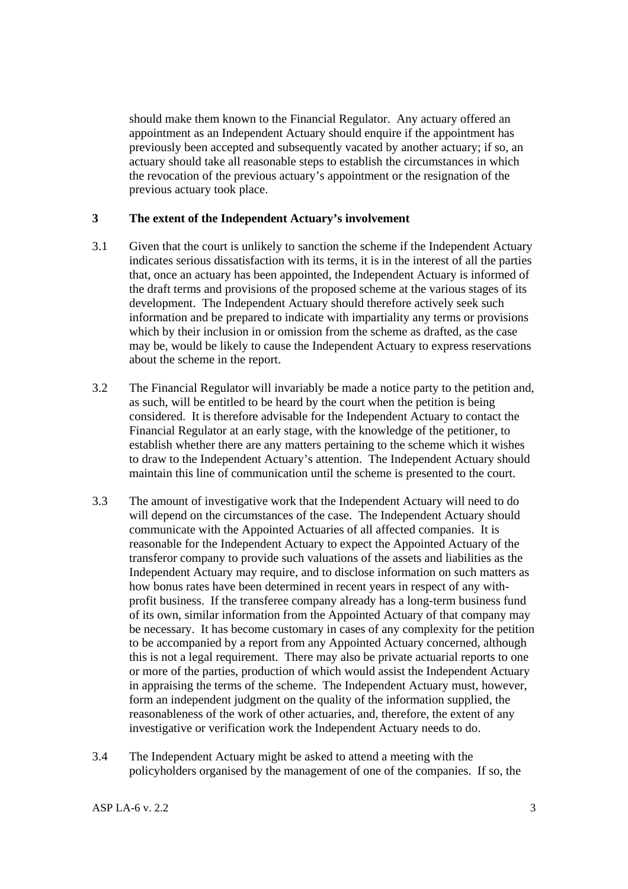should make them known to the Financial Regulator. Any actuary offered an appointment as an Independent Actuary should enquire if the appointment has previously been accepted and subsequently vacated by another actuary; if so, an actuary should take all reasonable steps to establish the circumstances in which the revocation of the previous actuary's appointment or the resignation of the previous actuary took place.

## 3 The extent of the Independent Actuary's involvement

3.1 Given that the court is unlikely to sanction the scheme if the Independent Actuary indicates serious dissatisfaction with its terms, it is in the interest of all the parties that, once an actuary has been appointed, the Independent Actuary is informed of the draft terms and provisions of the proposed scheme at the various stages of its development. The Independent Actuary should therefore actively seek such information and be prepared to indicate with impartiality any terms or provisions which by their inclusion in or omission from the scheme as drafted, as the case may be, would be likely to cause the Independent Actuary to express reservations about the scheme in the report.

3.2 The Financial Regulator will invariably be made a notice party to the petition and, as such, will be entitled to be heard by the court when the petition is being considered. It is therefore advisable for the Independent Actuary to contact the Financial Regulator at an early stage, with the knowledge of the petitioner, to establish whether there are any matters pertaining to the scheme which it wishes to draw to the Independent Actuary's attention. The Independent Actuary should maintain this line of communication until the scheme is presented to the court.

3.3 The amount of investigative work that the Independent Actuary will need to do will depend on the circumstances of the case. The Independent Actuary should communicate with the Appointed Actuaries of all affected companies. It is reasonable for the Independent Actuary to expect the Appointed Actuary of the transferor company to provide such valuations of the assets and liabilities as the Independent Actuary may require, and to disclose information on such matters as how bonus rates have been determined in recent years in respect of any with-profit business. If the transferee company already has a long-term business fund of its own, similar information from the Appointed Actuary of that company may be necessary. It has become customary in cases of any complexity for the petition to be accompanied by a report from any Appointed Actuary concerned, although this is not a legal requirement. There may also be private actuarial reports to one or more of the parties, production of which would assist the Independent Actuary in appraising the terms of the scheme. The Independent Actuary must, however, form an independent judgment on the quality of the information supplied, the reasonableness of the work of other actuaries, and, therefore, the extent of any investigative or verification work the Independent Actuary needs to do.

3.4 The Independent Actuary might be asked to attend a meeting with the policyholders organised by the management of one of the companies. If so, the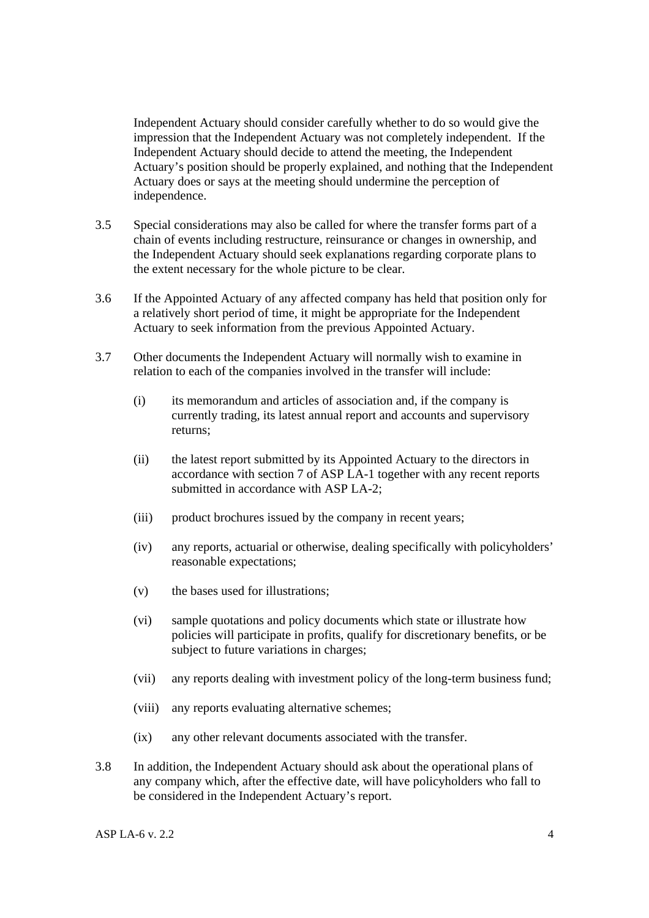Independent Actuary should consider carefully whether to do so would give the impression that the Independent Actuary was not completely independent. If the Independent Actuary should decide to attend the meeting, the Independent Actuary's position should be properly explained, and nothing that the Independent Actuary does or says at the meeting should undermine the perception of independence.

3.5 Special considerations may also be called for where the transfer forms part of a chain of events including restructure, reinsurance or changes in ownership, and the Independent Actuary should seek explanations regarding corporate plans to the extent necessary for the whole picture to be clear.

3.6 If the Appointed Actuary of any affected company has held that position only for a relatively short period of time, it might be appropriate for the Independent Actuary to seek information from the previous Appointed Actuary.

3.7 Other documents the Independent Actuary will normally wish to examine in relation to each of the companies involved in the transfer will include:

(i) its memorandum and articles of association and, if the company is currently trading, its latest annual report and accounts and supervisory returns;

(ii) the latest report submitted by its Appointed Actuary to the directors in accordance with section 7 of ASP LA-1 together with any recent reports submitted in accordance with ASP LA-2;

(iii) product brochures issued by the company in recent years;

(iv) any reports, actuarial or otherwise, dealing specifically with policyholders' reasonable expectations;

(v) the bases used for illustrations;

(vi) sample quotations and policy documents which state or illustrate how policies will participate in profits, qualify for discretionary benefits, or be subject to future variations in charges;

(vii) any reports dealing with investment policy of the long-term business fund;

(viii) any reports evaluating alternative schemes;

(ix) any other relevant documents associated with the transfer.

3.8 In addition, the Independent Actuary should ask about the operational plans of any company which, after the effective date, will have policyholders who fall to be considered in the Independent Actuary's report.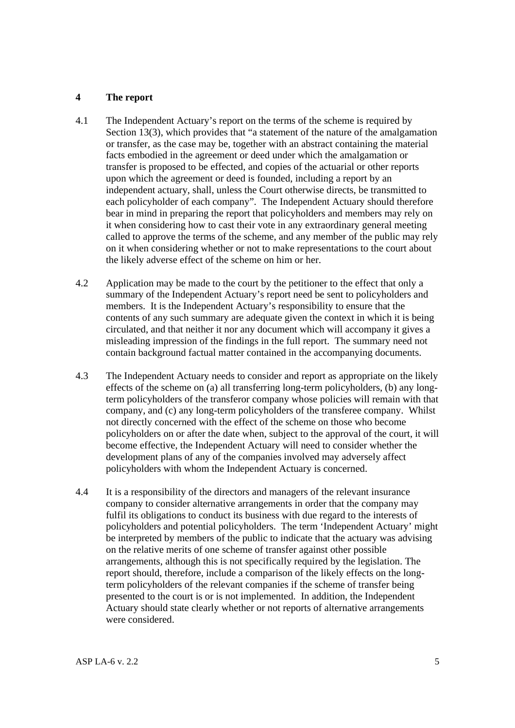## 4 The report

4.1 The Independent Actuary's report on the terms of the scheme is required by Section 13(3), which provides that "a statement of the nature of the amalgamation or transfer, as the case may be, together with an abstract containing the material facts embodied in the agreement or deed under which the amalgamation or transfer is proposed to be effected, and copies of the actuarial or other reports upon which the agreement or deed is founded, including a report by an independent actuary, shall, unless the Court otherwise directs, be transmitted to each policyholder of each company". The Independent Actuary should therefore bear in mind in preparing the report that policyholders and members may rely on it when considering how to cast their vote in any extraordinary general meeting called to approve the terms of the scheme, and any member of the public may rely on it when considering whether or not to make representations to the court about the likely adverse effect of the scheme on him or her.

4.2 Application may be made to the court by the petitioner to the effect that only a summary of the Independent Actuary's report need be sent to policyholders and members. It is the Independent Actuary's responsibility to ensure that the contents of any such summary are adequate given the context in which it is being circulated, and that neither it nor any document which will accompany it gives a misleading impression of the findings in the full report. The summary need not contain background factual matter contained in the accompanying documents.

4.3 The Independent Actuary needs to consider and report as appropriate on the likely effects of the scheme on (a) all transferring long-term policyholders, (b) any long-term policyholders of the transferor company whose policies will remain with that company, and (c) any long-term policyholders of the transferee company. Whilst not directly concerned with the effect of the scheme on those who become policyholders on or after the date when, subject to the approval of the court, it will become effective, the Independent Actuary will need to consider whether the development plans of any of the companies involved may adversely affect policyholders with whom the Independent Actuary is concerned.

4.4 It is a responsibility of the directors and managers of the relevant insurance company to consider alternative arrangements in order that the company may fulfil its obligations to conduct its business with due regard to the interests of policyholders and potential policyholders. The term 'Independent Actuary' might be interpreted by members of the public to indicate that the actuary was advising on the relative merits of one scheme of transfer against other possible arrangements, although this is not specifically required by the legislation. The report should, therefore, include a comparison of the likely effects on the long-term policyholders of the relevant companies if the scheme of transfer being presented to the court is or is not implemented. In addition, the Independent Actuary should state clearly whether or not reports of alternative arrangements were considered.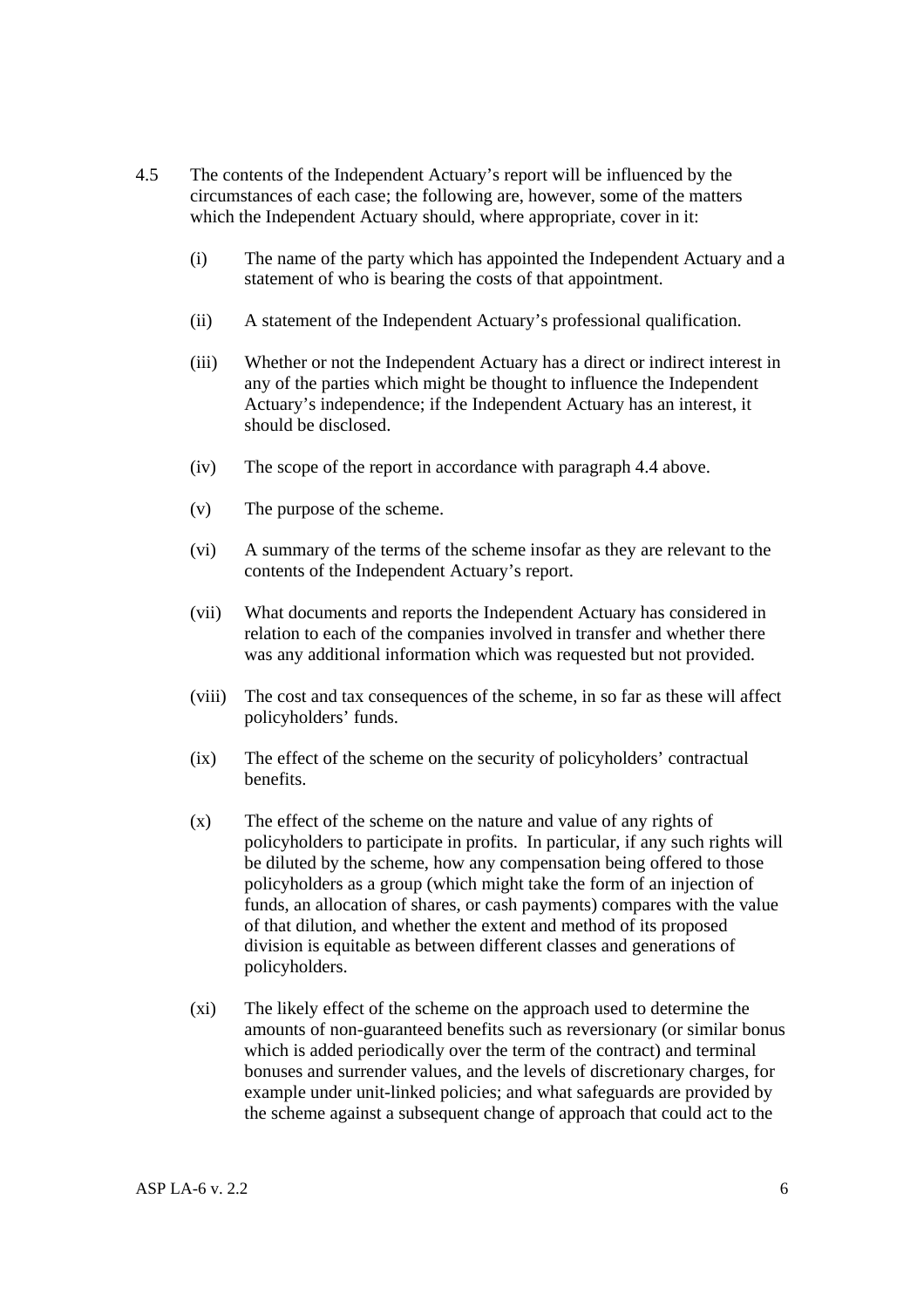4.5 The contents of the Independent Actuary's report will be influenced by the circumstances of each case; the following are, however, some of the matters which the Independent Actuary should, where appropriate, cover in it:

(i) The name of the party which has appointed the Independent Actuary and a statement of who is bearing the costs of that appointment.

(ii) A statement of the Independent Actuary's professional qualification.

(iii) Whether or not the Independent Actuary has a direct or indirect interest in any of the parties which might be thought to influence the Independent Actuary's independence; if the Independent Actuary has an interest, it should be disclosed.

(iv) The scope of the report in accordance with paragraph 4.4 above.

(v) The purpose of the scheme.

(vi) A summary of the terms of the scheme insofar as they are relevant to the contents of the Independent Actuary's report.

(vii) What documents and reports the Independent Actuary has considered in relation to each of the companies involved in transfer and whether there was any additional information which was requested but not provided.

(viii) The cost and tax consequences of the scheme, in so far as these will affect policyholders' funds.

(ix) The effect of the scheme on the security of policyholders' contractual benefits.

(x) The effect of the scheme on the nature and value of any rights of policyholders to participate in profits. In particular, if any such rights will be diluted by the scheme, how any compensation being offered to those policyholders as a group (which might take the form of an injection of funds, an allocation of shares, or cash payments) compares with the value of that dilution, and whether the extent and method of its proposed division is equitable as between different classes and generations of policyholders.

(xi) The likely effect of the scheme on the approach used to determine the amounts of non-guaranteed benefits such as reversionary (or similar bonus which is added periodically over the term of the contract) and terminal bonuses and surrender values, and the levels of discretionary charges, for example under unit-linked policies; and what safeguards are provided by the scheme against a subsequent change of approach that could act to the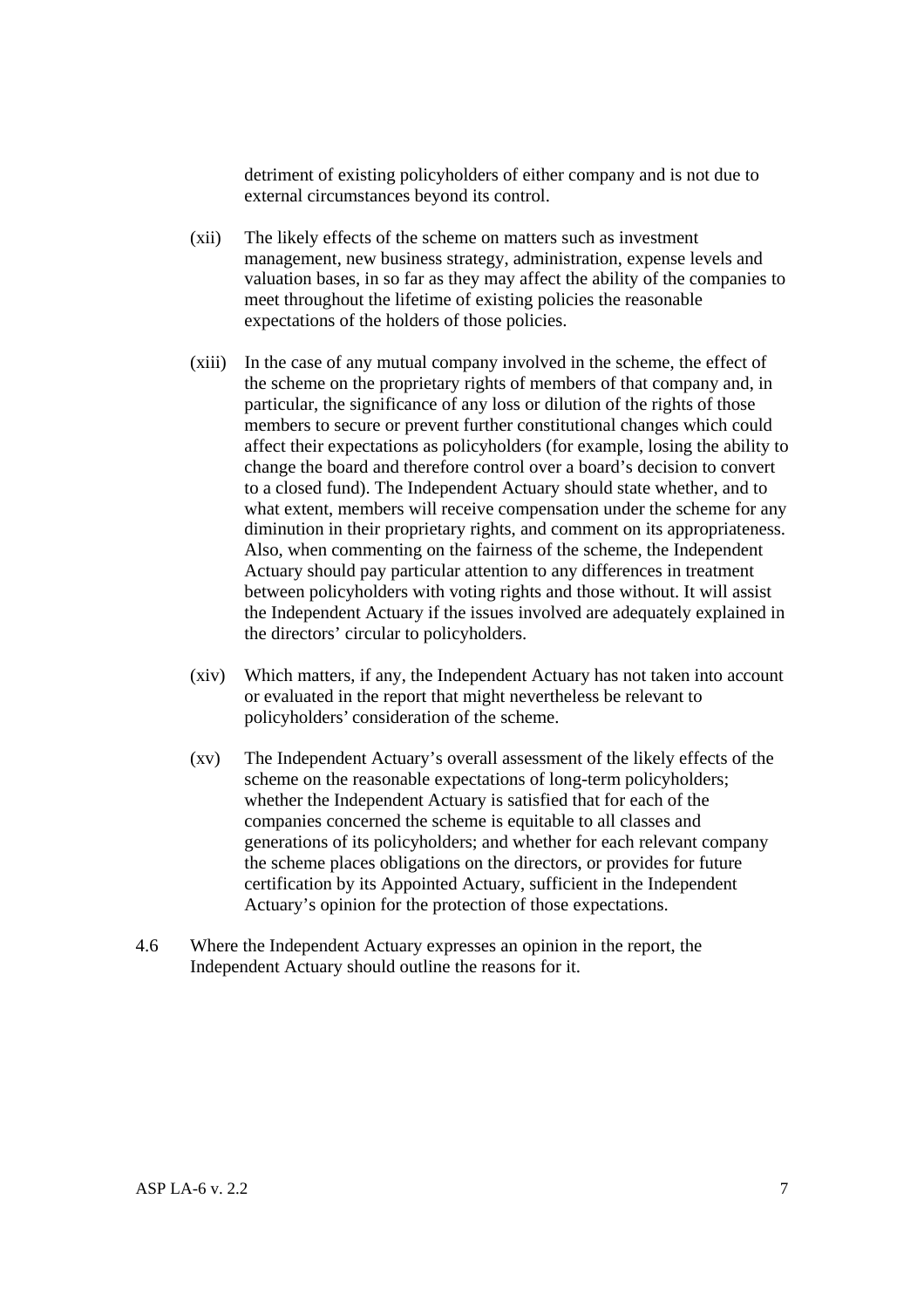detriment of existing policyholders of either company and is not due to external circumstances beyond its control.

(xii) The likely effects of the scheme on matters such as investment management, new business strategy, administration, expense levels and valuation bases, in so far as they may affect the ability of the companies to meet throughout the lifetime of existing policies the reasonable expectations of the holders of those policies.

(xiii) In the case of any mutual company involved in the scheme, the effect of the scheme on the proprietary rights of members of that company and, in particular, the significance of any loss or dilution of the rights of those members to secure or prevent further constitutional changes which could affect their expectations as policyholders (for example, losing the ability to change the board and therefore control over a board's decision to convert to a closed fund). The Independent Actuary should state whether, and to what extent, members will receive compensation under the scheme for any diminution in their proprietary rights, and comment on its appropriateness. Also, when commenting on the fairness of the scheme, the Independent Actuary should pay particular attention to any differences in treatment between policyholders with voting rights and those without. It will assist the Independent Actuary if the issues involved are adequately explained in the directors' circular to policyholders.

(xiv) Which matters, if any, the Independent Actuary has not taken into account or evaluated in the report that might nevertheless be relevant to policyholders' consideration of the scheme.

(xv) The Independent Actuary's overall assessment of the likely effects of the scheme on the reasonable expectations of long-term policyholders; whether the Independent Actuary is satisfied that for each of the companies concerned the scheme is equitable to all classes and generations of its policyholders; and whether for each relevant company the scheme places obligations on the directors, or provides for future certification by its Appointed Actuary, sufficient in the Independent Actuary's opinion for the protection of those expectations.

4.6 Where the Independent Actuary expresses an opinion in the report, the Independent Actuary should outline the reasons for it.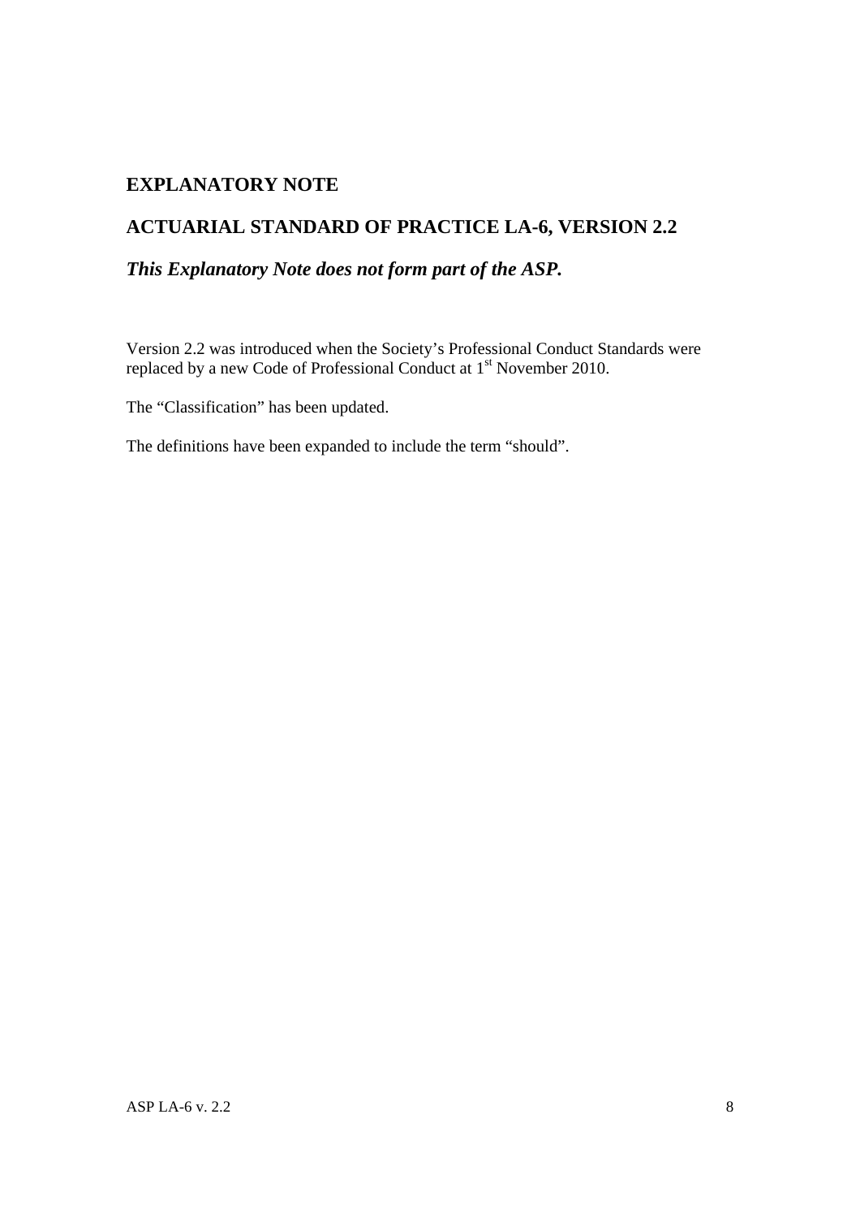## EXPLANATORY NOTE

## ACTUARIAL STANDARD OF PRACTICE LA-6, VERSION 2.2

### *This Explanatory Note does not form part of the ASP.*

Version 2.2 was introduced when the Society's Professional Conduct Standards were replaced by a new Code of Professional Conduct at 1st November 2010.

The "Classification" has been updated.

The definitions have been expanded to include the term "should".